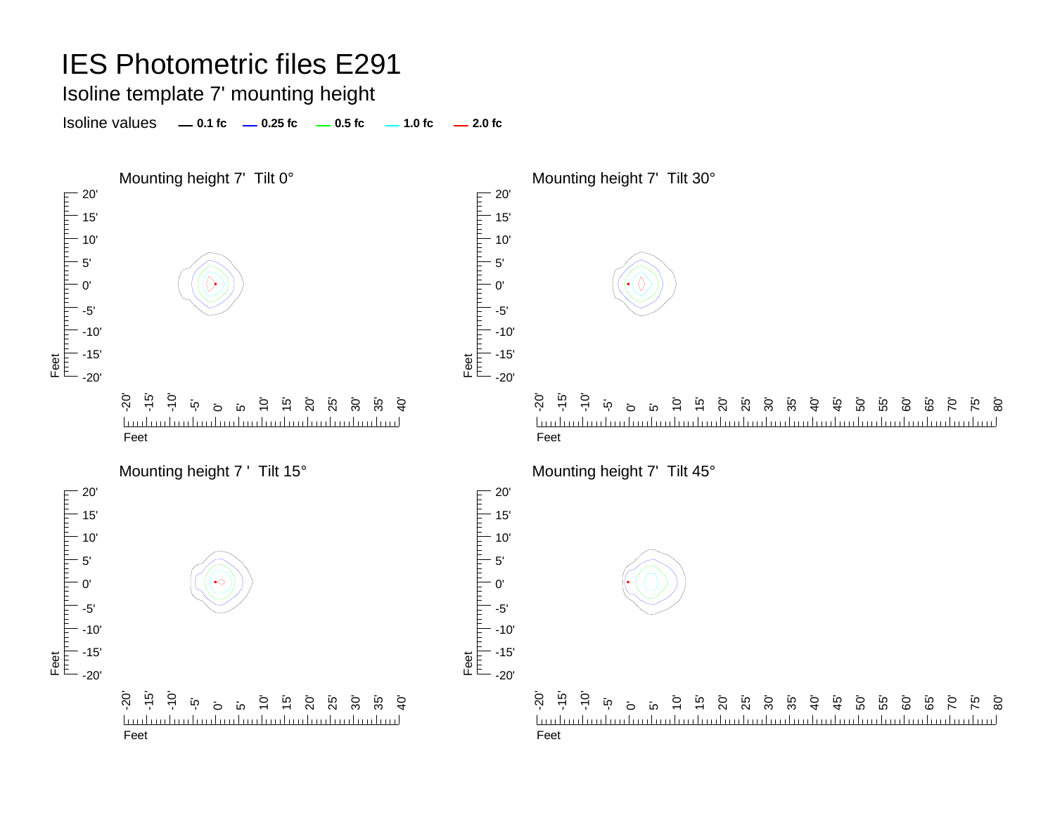# IES Photometric files E291

## Isoline template 7' mounting height

Isoline values — 0.1 fc — 0.25 fc — 0.5 fc — 1.0 fc — 2.0 fc

Mounting height 7' Tilt 0°

Mounting height 7' Tilt 30°

Mounting height 7 ' Tilt 15°

Mounting height 7' Tilt 45°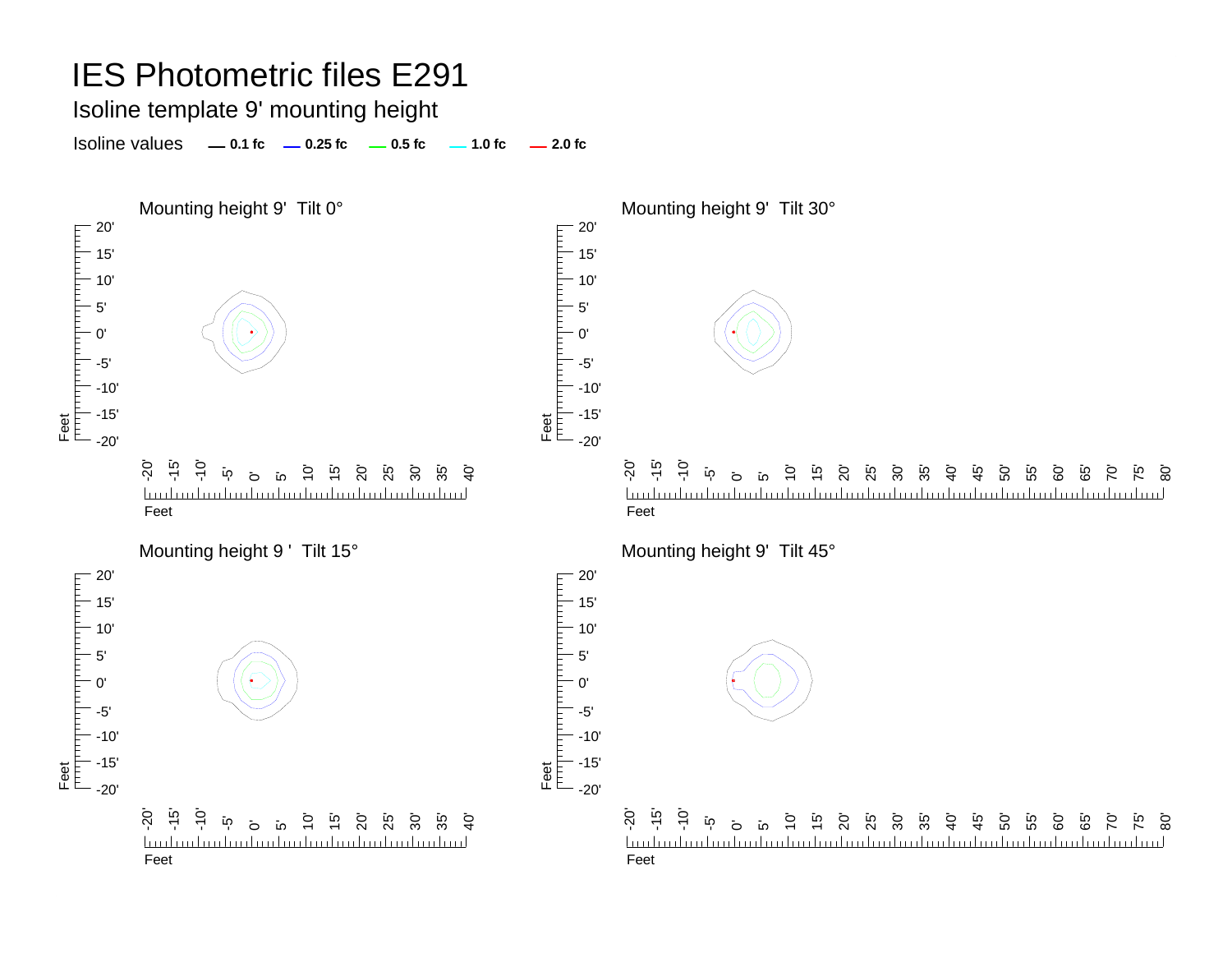# IES Photometric files E291

## Isoline template 9' mounting height

Isoline values — 0.1 fc — 0.25 fc — 0.5 fc — 1.0 fc — 2.0 fc

Mounting height 9' Tilt 0°

Mounting height 9' Tilt 30°

Mounting height 9 ' Tilt 15°

Mounting height 9' Tilt 45°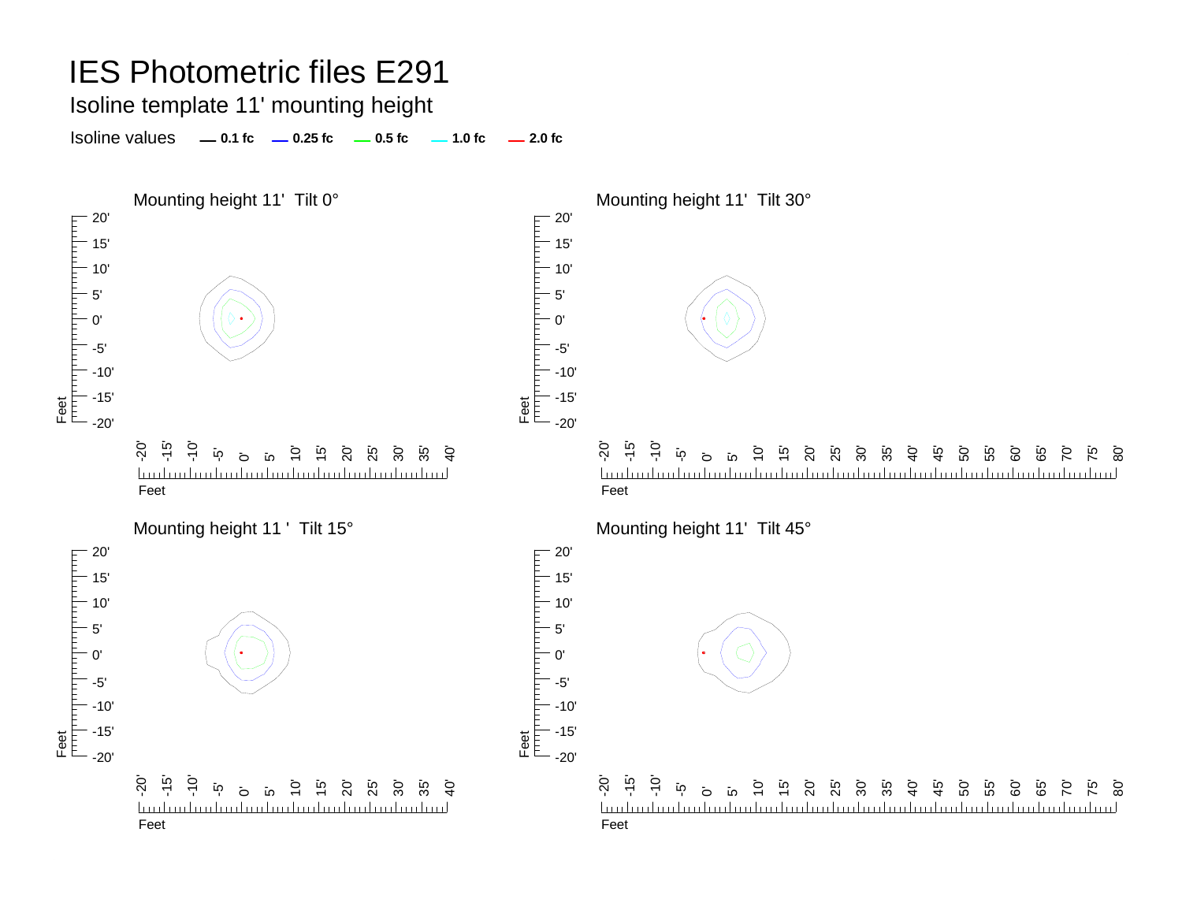# IES Photometric files E291

## Isoline template 11' mounting height

Isoline values — 0.1 fc — 0.25 fc — 0.5 fc — 1.0 fc — 2.0 fc

### Mounting height 11' Tilt 0°

Feet: 20', 15', 10', 5', 0', -5', -10', -15', -20'

Feet: -20', -15', -10', -5', 0', 5', 10', 15', 20', 25', 30', 35', 40'

### Mounting height 11' Tilt 30°

Feet: 20', 15', 10', 5', 0', -5', -10', -15', -20'

Feet: -20', -15', -10', -5', 0', 5', 10', 15', 20', 25', 30', 35', 40', 45', 50', 55', 60', 65', 70', 75', 80'

### Mounting height 11 ' Tilt 15°

Feet: 20', 15', 10', 5', 0', -5', -10', -15', -20'

Feet: -20', -15', -10', -5', 0', 5', 10', 15', 20', 25', 30', 35', 40'

### Mounting height 11' Tilt 45°

Feet: 20', 15', 10', 5', 0', -5', -10', -15', -20'

Feet: -20', -15', -10', -5', 0', 5', 10', 15', 20', 25', 30', 35', 40', 45', 50', 55', 60', 65', 70', 75', 80'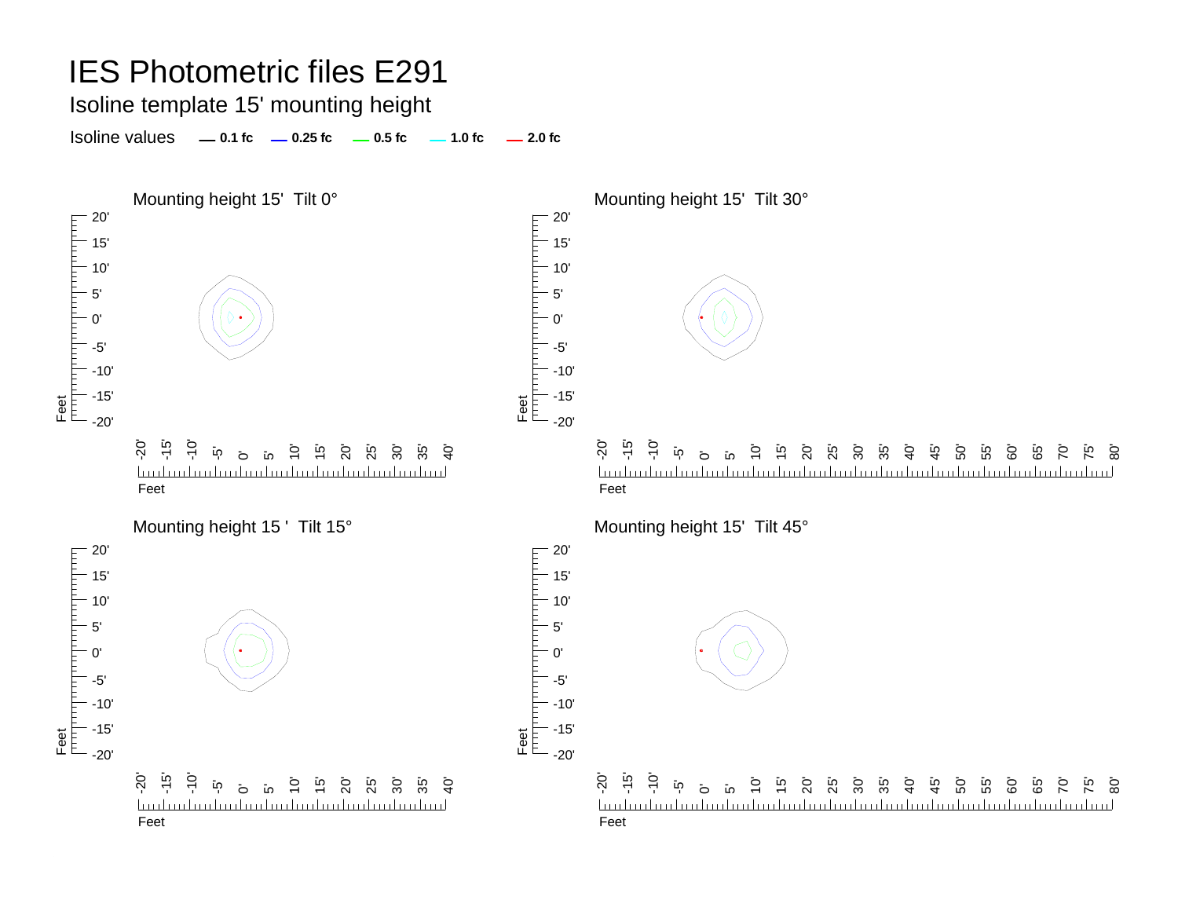# IES Photometric files E291

## Isoline template 15' mounting height

Isoline values — 0.1 fc — 0.25 fc — 0.5 fc — 1.0 fc — 2.0 fc

Mounting height 15' Tilt 0°

Mounting height 15' Tilt 30°

Mounting height 15 ' Tilt 15°

Mounting height 15' Tilt 45°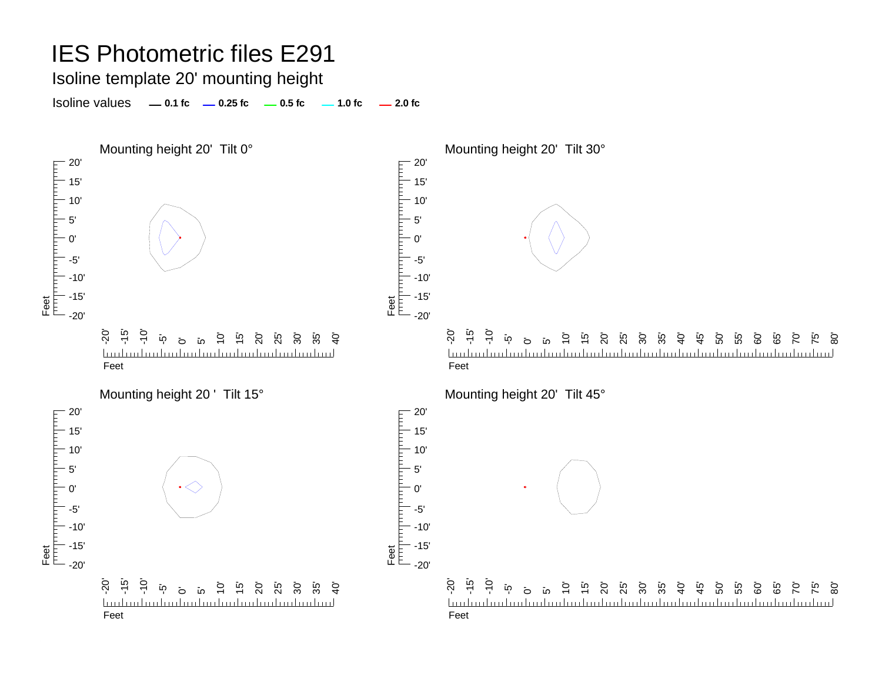# IES Photometric files E291

## Isoline template 20' mounting height

Isoline values — 0.1 fc — 0.25 fc — 0.5 fc — 1.0 fc — 2.0 fc

### Mounting height 20' Tilt 0°

### Mounting height 20' Tilt 30°

### Mounting height 20 ' Tilt 15°

### Mounting height 20' Tilt 45°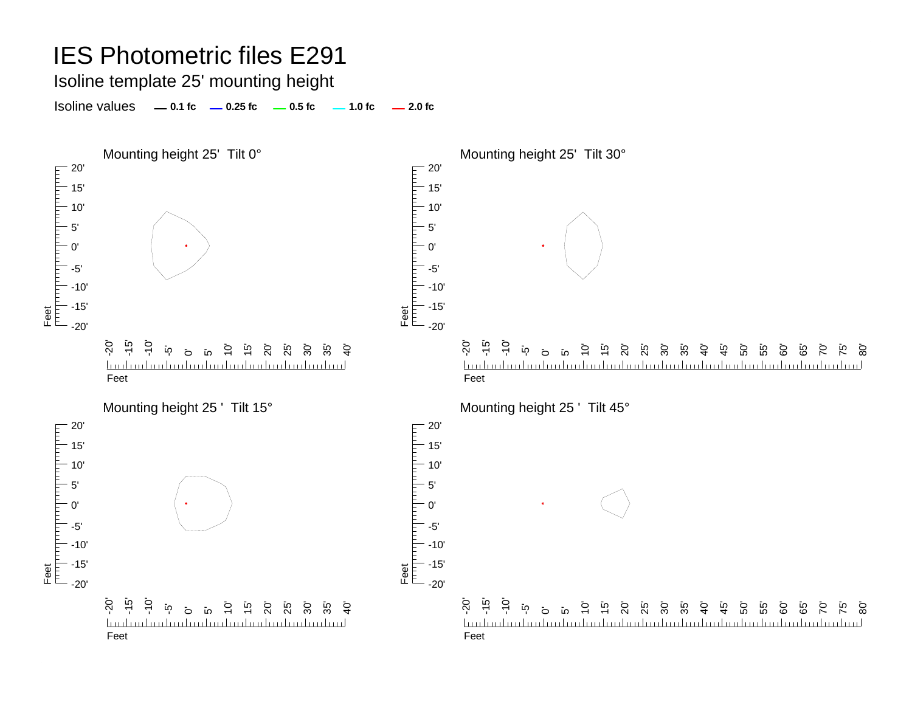# IES Photometric files E291

## Isoline template 25' mounting height

Isoline values — 0.1 fc — 0.25 fc — 0.5 fc — 1.0 fc — 2.0 fc

### Mounting height 25' Tilt 0°

Feet: 20' 15' 10' 5' 0' -5' -10' -15' -20'

Feet: -20' -15' -10' -5' 0' 5' 10' 15' 20' 25' 30' 35' 40'

### Mounting height 25' Tilt 30°

Feet: 20' 15' 10' 5' 0' -5' -10' -15' -20'

Feet: -20' -15' -10' -5' 0' 5' 10' 15' 20' 25' 30' 35' 40' 45' 50' 55' 60' 65' 70' 75' 80'

### Mounting height 25 ' Tilt 15°

Feet: 20' 15' 10' 5' 0' -5' -10' -15' -20'

Feet: -20' -15' -10' -5' 0' 5' 10' 15' 20' 25' 30' 35' 40'

### Mounting height 25 ' Tilt 45°

Feet: 20' 15' 10' 5' 0' -5' -10' -15' -20'

Feet: -20' -15' -10' -5' 0' 5' 10' 15' 20' 25' 30' 35' 40' 45' 50' 55' 60' 65' 70' 75' 80'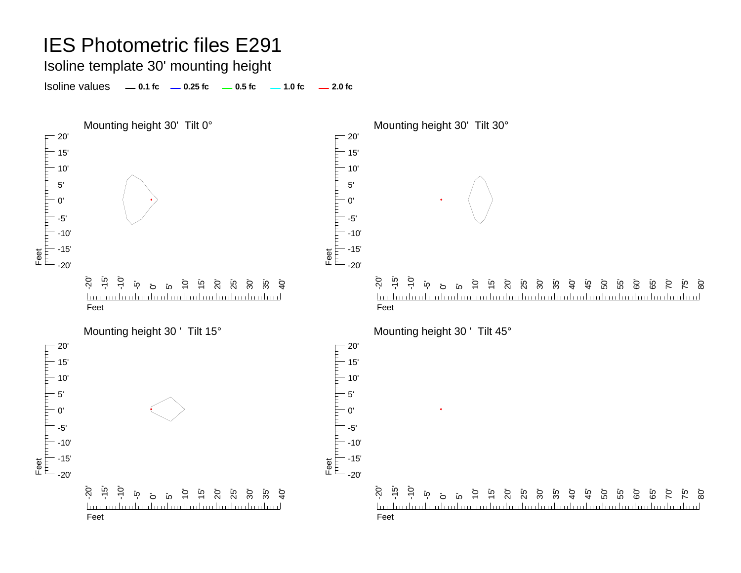# IES Photometric files E291

## Isoline template 30' mounting height

Isoline values — 0.1 fc — 0.25 fc — 0.5 fc — 1.0 fc — 2.0 fc

Mounting height 30' Tilt 0°

20' 15' 10' 5' 0' -5' -10' -15' -20'

Feet

-20' -15' -10' -5' 0' 5' 10' 15' 20' 25' 30' 35' 40'

Feet

Mounting height 30' Tilt 30°

20' 15' 10' 5' 0' -5' -10' -15' -20'

Feet

-20' -15' -10' -5' 0' 5' 10' 15' 20' 25' 30' 35' 40' 45' 50' 55' 60' 65' 70' 75' 80'

Feet

Mounting height 30 ' Tilt 15°

20' 15' 10' 5' 0' -5' -10' -15' -20'

Feet

-20' -15' -10' -5' 0' 5' 10' 15' 20' 25' 30' 35' 40'

Feet

Mounting height 30 ' Tilt 45°

20' 15' 10' 5' 0' -5' -10' -15' -20'

Feet

-20' -15' -10' -5' 0' 5' 10' 15' 20' 25' 30' 35' 40' 45' 50' 55' 60' 65' 70' 75' 80'

Feet